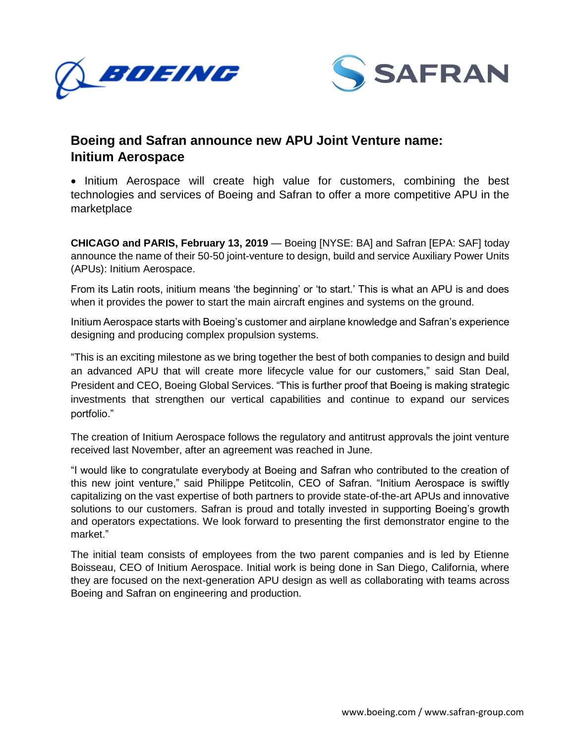# Boeing and Safran announce new APU Joint Venture name: Initium Aerospace

- Initium Aerospace will create high value for customers, combining the best technologies and services of Boeing and Safran to offer a more competitive APU in the marketplace

**CHICAGO and PARIS, February 13, 2019** — Boeing [NYSE: BA] and Safran [EPA: SAF] today announce the name of their 50-50 joint-venture to design, build and service Auxiliary Power Units (APUs): Initium Aerospace.

From its Latin roots, initium means 'the beginning' or 'to start.' This is what an APU is and does when it provides the power to start the main aircraft engines and systems on the ground.

Initium Aerospace starts with Boeing's customer and airplane knowledge and Safran's experience designing and producing complex propulsion systems.

"This is an exciting milestone as we bring together the best of both companies to design and build an advanced APU that will create more lifecycle value for our customers," said Stan Deal, President and CEO, Boeing Global Services. "This is further proof that Boeing is making strategic investments that strengthen our vertical capabilities and continue to expand our services portfolio."

The creation of Initium Aerospace follows the regulatory and antitrust approvals the joint venture received last November, after an agreement was reached in June.

"I would like to congratulate everybody at Boeing and Safran who contributed to the creation of this new joint venture," said Philippe Petitcolin, CEO of Safran. "Initium Aerospace is swiftly capitalizing on the vast expertise of both partners to provide state-of-the-art APUs and innovative solutions to our customers. Safran is proud and totally invested in supporting Boeing's growth and operators expectations. We look forward to presenting the first demonstrator engine to the market."

The initial team consists of employees from the two parent companies and is led by Etienne Boisseau, CEO of Initium Aerospace. Initial work is being done in San Diego, California, where they are focused on the next-generation APU design as well as collaborating with teams across Boeing and Safran on engineering and production.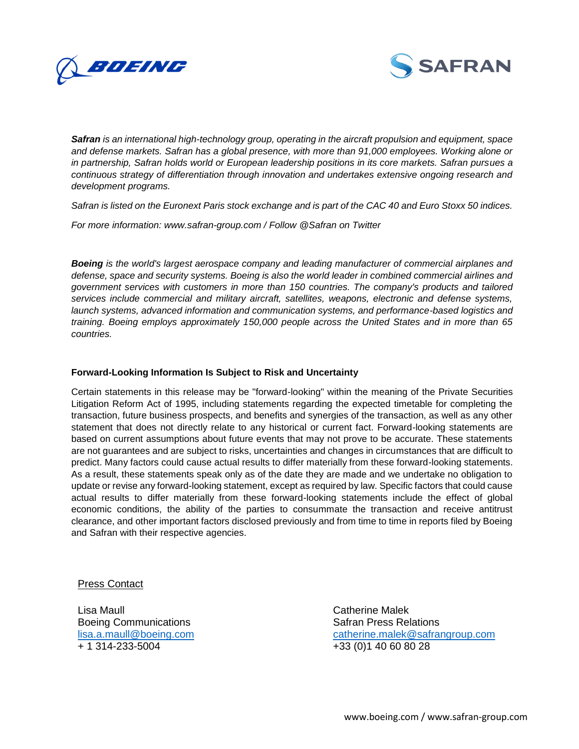***Safran** is an international high-technology group, operating in the aircraft propulsion and equipment, space and defense markets. Safran has a global presence, with more than 91,000 employees. Working alone or in partnership, Safran holds world or European leadership positions in its core markets. Safran pursues a continuous strategy of differentiation through innovation and undertakes extensive ongoing research and development programs.*

*Safran is listed on the Euronext Paris stock exchange and is part of the CAC 40 and Euro Stoxx 50 indices.*

*For more information: www.safran-group.com / Follow @Safran on Twitter*

***Boeing** is the world's largest aerospace company and leading manufacturer of commercial airplanes and defense, space and security systems. Boeing is also the world leader in combined commercial airlines and government services with customers in more than 150 countries. The company's products and tailored services include commercial and military aircraft, satellites, weapons, electronic and defense systems, launch systems, advanced information and communication systems, and performance-based logistics and training. Boeing employs approximately 150,000 people across the United States and in more than 65 countries.*

**Forward-Looking Information Is Subject to Risk and Uncertainty**

Certain statements in this release may be "forward-looking" within the meaning of the Private Securities Litigation Reform Act of 1995, including statements regarding the expected timetable for completing the transaction, future business prospects, and benefits and synergies of the transaction, as well as any other statement that does not directly relate to any historical or current fact. Forward-looking statements are based on current assumptions about future events that may not prove to be accurate. These statements are not guarantees and are subject to risks, uncertainties and changes in circumstances that are difficult to predict. Many factors could cause actual results to differ materially from these forward-looking statements. As a result, these statements speak only as of the date they are made and we undertake no obligation to update or revise any forward-looking statement, except as required by law. Specific factors that could cause actual results to differ materially from these forward-looking statements include the effect of global economic conditions, the ability of the parties to consummate the transaction and receive antitrust clearance, and other important factors disclosed previously and from time to time in reports filed by Boeing and Safran with their respective agencies.

Press Contact

Lisa Maull
Boeing Communications
lisa.a.maull@boeing.com
+ 1 314-233-5004

Catherine Malek
Safran Press Relations
catherine.malek@safrangroup.com
+33 (0)1 40 60 80 28